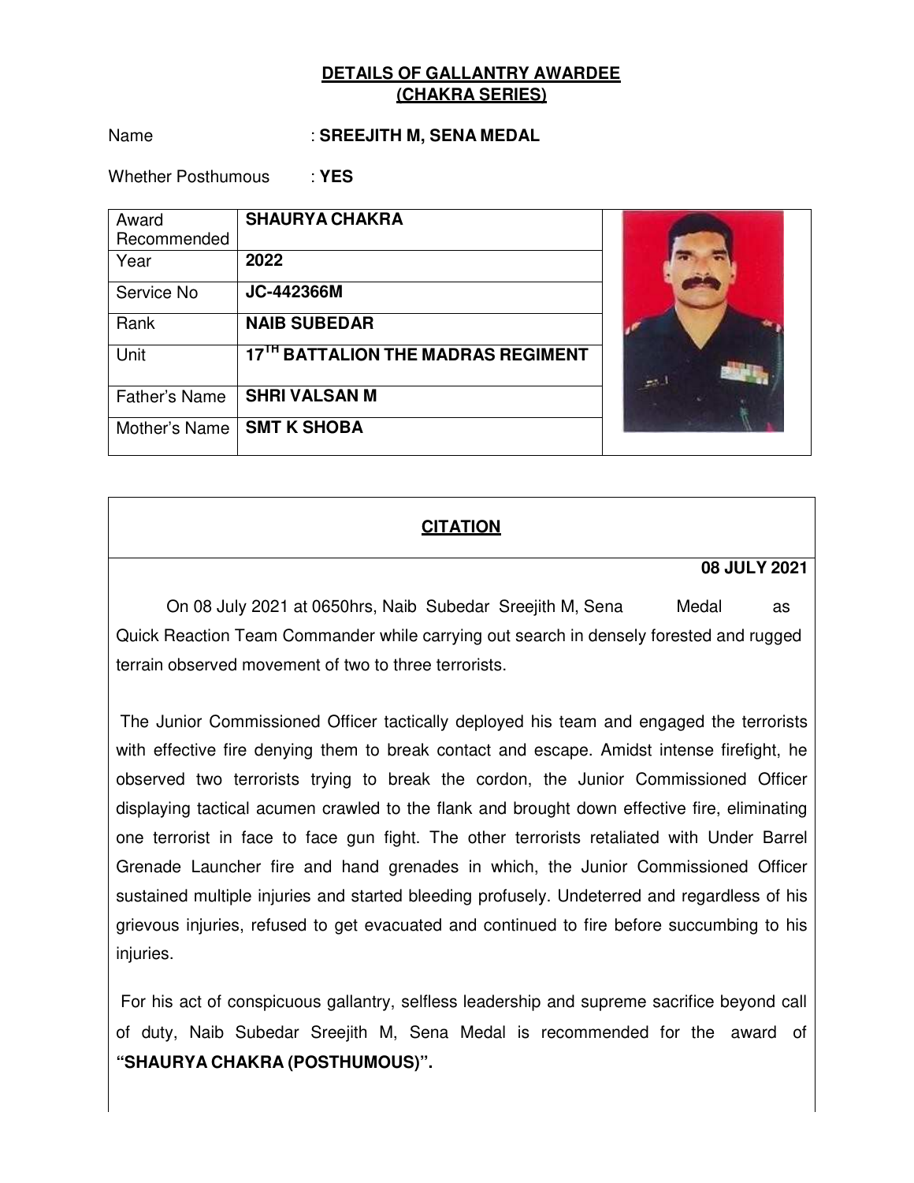## DETAILS OF GALLANTRY AWARDEE
## (CHAKRA SERIES)

Name : **SREEJITH M, SENA MEDAL**

Whether Posthumous : **YES**

| | |
|---|---|
| Award Recommended | **SHAURYA CHAKRA** |
| Year | **2022** |
| Service No | **JC-442366M** |
| Rank | **NAIB SUBEDAR** |
| Unit | **17TH BATTALION THE MADRAS REGIMENT** |
| Father's Name | **SHRI VALSAN M** |
| Mother's Name | **SMT K SHOBA** |

### CITATION

**08 JULY 2021**

On 08 July 2021 at 0650hrs, Naib Subedar Sreejith M, Sena Medal as Quick Reaction Team Commander while carrying out search in densely forested and rugged terrain observed movement of two to three terrorists.

The Junior Commissioned Officer tactically deployed his team and engaged the terrorists with effective fire denying them to break contact and escape. Amidst intense firefight, he observed two terrorists trying to break the cordon, the Junior Commissioned Officer displaying tactical acumen crawled to the flank and brought down effective fire, eliminating one terrorist in face to face gun fight. The other terrorists retaliated with Under Barrel Grenade Launcher fire and hand grenades in which, the Junior Commissioned Officer sustained multiple injuries and started bleeding profusely. Undeterred and regardless of his grievous injuries, refused to get evacuated and continued to fire before succumbing to his injuries.

For his act of conspicuous gallantry, selfless leadership and supreme sacrifice beyond call of duty, Naib Subedar Sreejith M, Sena Medal is recommended for the award of **"SHAURYA CHAKRA (POSTHUMOUS)".**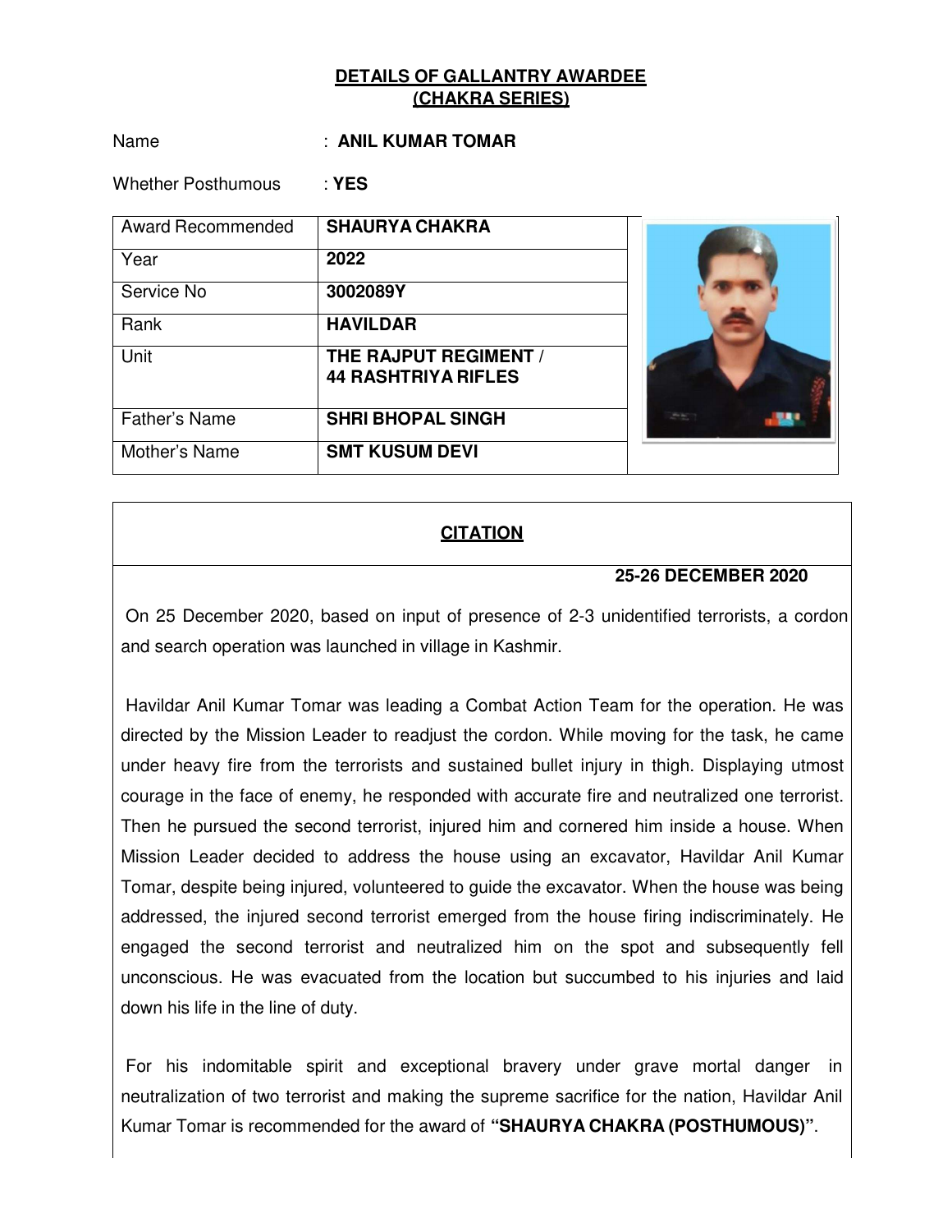## DETAILS OF GALLANTRY AWARDEE (CHAKRA SERIES)

Name : **ANIL KUMAR TOMAR**

Whether Posthumous : **YES**

| | |
|---|---|
| Award Recommended | **SHAURYA CHAKRA** |
| Year | **2022** |
| Service No | **3002089Y** |
| Rank | **HAVILDAR** |
| Unit | **THE RAJPUT REGIMENT / 44 RASHTRIYA RIFLES** |
| Father's Name | **SHRI BHOPAL SINGH** |
| Mother's Name | **SMT KUSUM DEVI** |

### CITATION

**25-26 DECEMBER 2020**

On 25 December 2020, based on input of presence of 2-3 unidentified terrorists, a cordon and search operation was launched in village in Kashmir.

Havildar Anil Kumar Tomar was leading a Combat Action Team for the operation. He was directed by the Mission Leader to readjust the cordon. While moving for the task, he came under heavy fire from the terrorists and sustained bullet injury in thigh. Displaying utmost courage in the face of enemy, he responded with accurate fire and neutralized one terrorist. Then he pursued the second terrorist, injured him and cornered him inside a house. When Mission Leader decided to address the house using an excavator, Havildar Anil Kumar Tomar, despite being injured, volunteered to guide the excavator. When the house was being addressed, the injured second terrorist emerged from the house firing indiscriminately. He engaged the second terrorist and neutralized him on the spot and subsequently fell unconscious. He was evacuated from the location but succumbed to his injuries and laid down his life in the line of duty.

For his indomitable spirit and exceptional bravery under grave mortal danger in neutralization of two terrorist and making the supreme sacrifice for the nation, Havildar Anil Kumar Tomar is recommended for the award of **"SHAURYA CHAKRA (POSTHUMOUS)"**.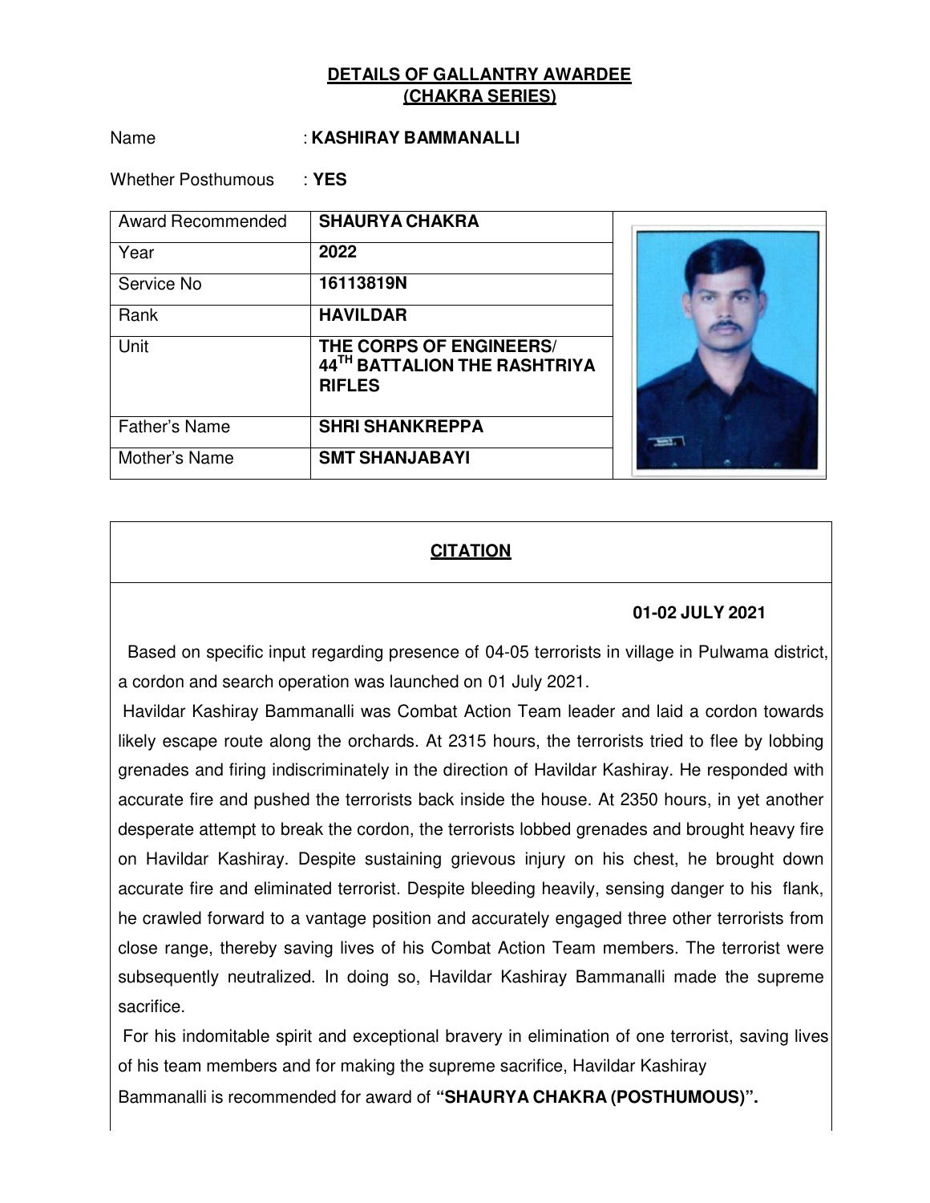# DETAILS OF GALLANTRY AWARDEE (CHAKRA SERIES)

Name : **KASHIRAY BAMMANALLI**

Whether Posthumous : **YES**

| | |
|---|---|
| Award Recommended | **SHAURYA CHAKRA** |
| Year | **2022** |
| Service No | **16113819N** |
| Rank | **HAVILDAR** |
| Unit | **THE CORPS OF ENGINEERS/ 44TH BATTALION THE RASHTRIYA RIFLES** |
| Father's Name | **SHRI SHANKREPPA** |
| Mother's Name | **SMT SHANJABAYI** |

## CITATION

**01-02 JULY 2021**

Based on specific input regarding presence of 04-05 terrorists in village in Pulwama district, a cordon and search operation was launched on 01 July 2021.

Havildar Kashiray Bammanalli was Combat Action Team leader and laid a cordon towards likely escape route along the orchards. At 2315 hours, the terrorists tried to flee by lobbing grenades and firing indiscriminately in the direction of Havildar Kashiray. He responded with accurate fire and pushed the terrorists back inside the house. At 2350 hours, in yet another desperate attempt to break the cordon, the terrorists lobbed grenades and brought heavy fire on Havildar Kashiray. Despite sustaining grievous injury on his chest, he brought down accurate fire and eliminated terrorist. Despite bleeding heavily, sensing danger to his flank, he crawled forward to a vantage position and accurately engaged three other terrorists from close range, thereby saving lives of his Combat Action Team members. The terrorist were subsequently neutralized. In doing so, Havildar Kashiray Bammanalli made the supreme sacrifice.

For his indomitable spirit and exceptional bravery in elimination of one terrorist, saving lives of his team members and for making the supreme sacrifice, Havildar Kashiray Bammanalli is recommended for award of **"SHAURYA CHAKRA (POSTHUMOUS)".**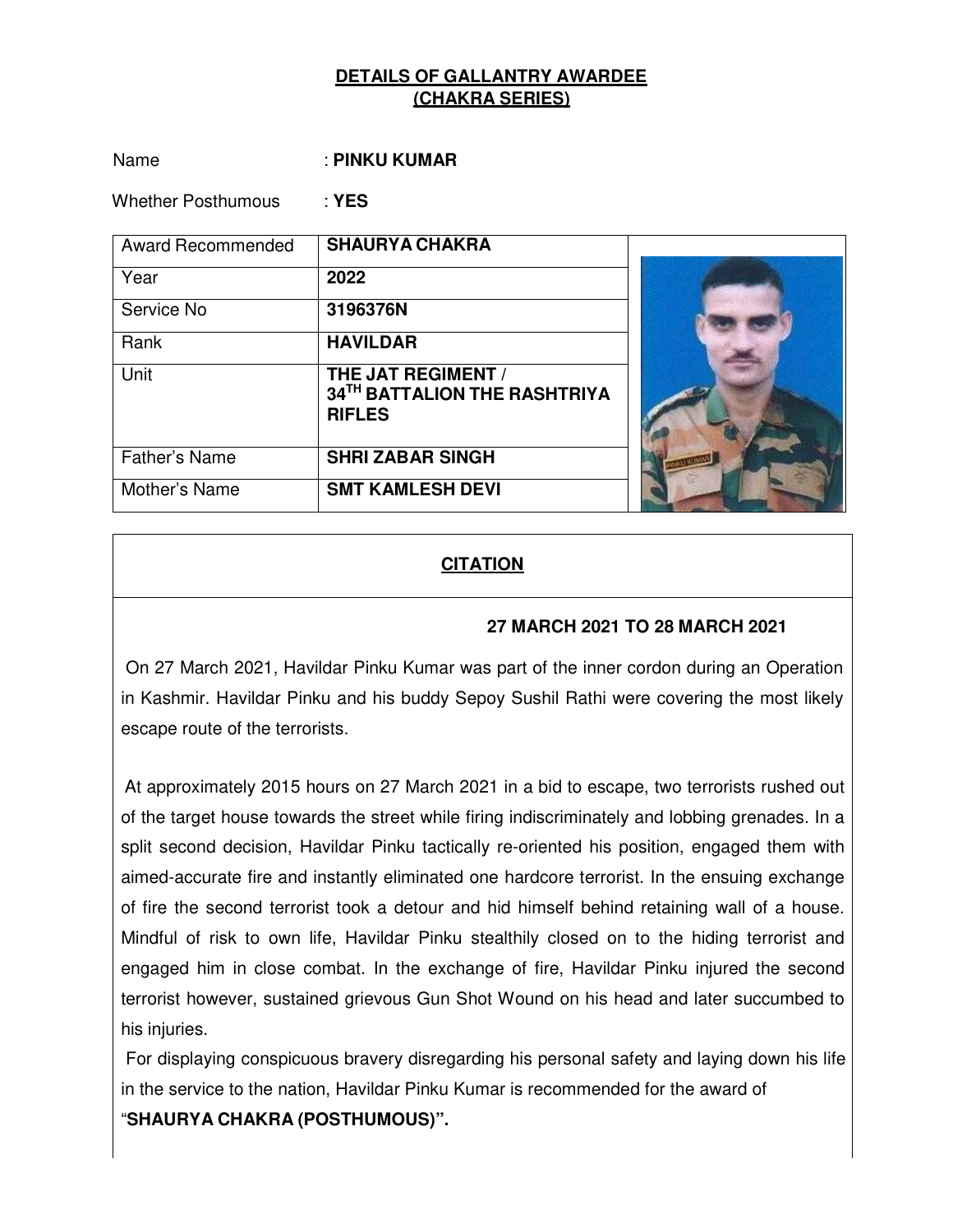## DETAILS OF GALLANTRY AWARDEE (CHAKRA SERIES)

Name : **PINKU KUMAR**

Whether Posthumous : **YES**

| | |
|---|---|
| Award Recommended | **SHAURYA CHAKRA** |
| Year | **2022** |
| Service No | **3196376N** |
| Rank | **HAVILDAR** |
| Unit | **THE JAT REGIMENT / 34TH BATTALION THE RASHTRIYA RIFLES** |
| Father's Name | **SHRI ZABAR SINGH** |
| Mother's Name | **SMT KAMLESH DEVI** |

## CITATION

**27 MARCH 2021 TO 28 MARCH 2021**

On 27 March 2021, Havildar Pinku Kumar was part of the inner cordon during an Operation in Kashmir. Havildar Pinku and his buddy Sepoy Sushil Rathi were covering the most likely escape route of the terrorists.

At approximately 2015 hours on 27 March 2021 in a bid to escape, two terrorists rushed out of the target house towards the street while firing indiscriminately and lobbing grenades. In a split second decision, Havildar Pinku tactically re-oriented his position, engaged them with aimed-accurate fire and instantly eliminated one hardcore terrorist. In the ensuing exchange of fire the second terrorist took a detour and hid himself behind retaining wall of a house. Mindful of risk to own life, Havildar Pinku stealthily closed on to the hiding terrorist and engaged him in close combat. In the exchange of fire, Havildar Pinku injured the second terrorist however, sustained grievous Gun Shot Wound on his head and later succumbed to his injuries.

For displaying conspicuous bravery disregarding his personal safety and laying down his life in the service to the nation, Havildar Pinku Kumar is recommended for the award of "**SHAURYA CHAKRA (POSTHUMOUS)**".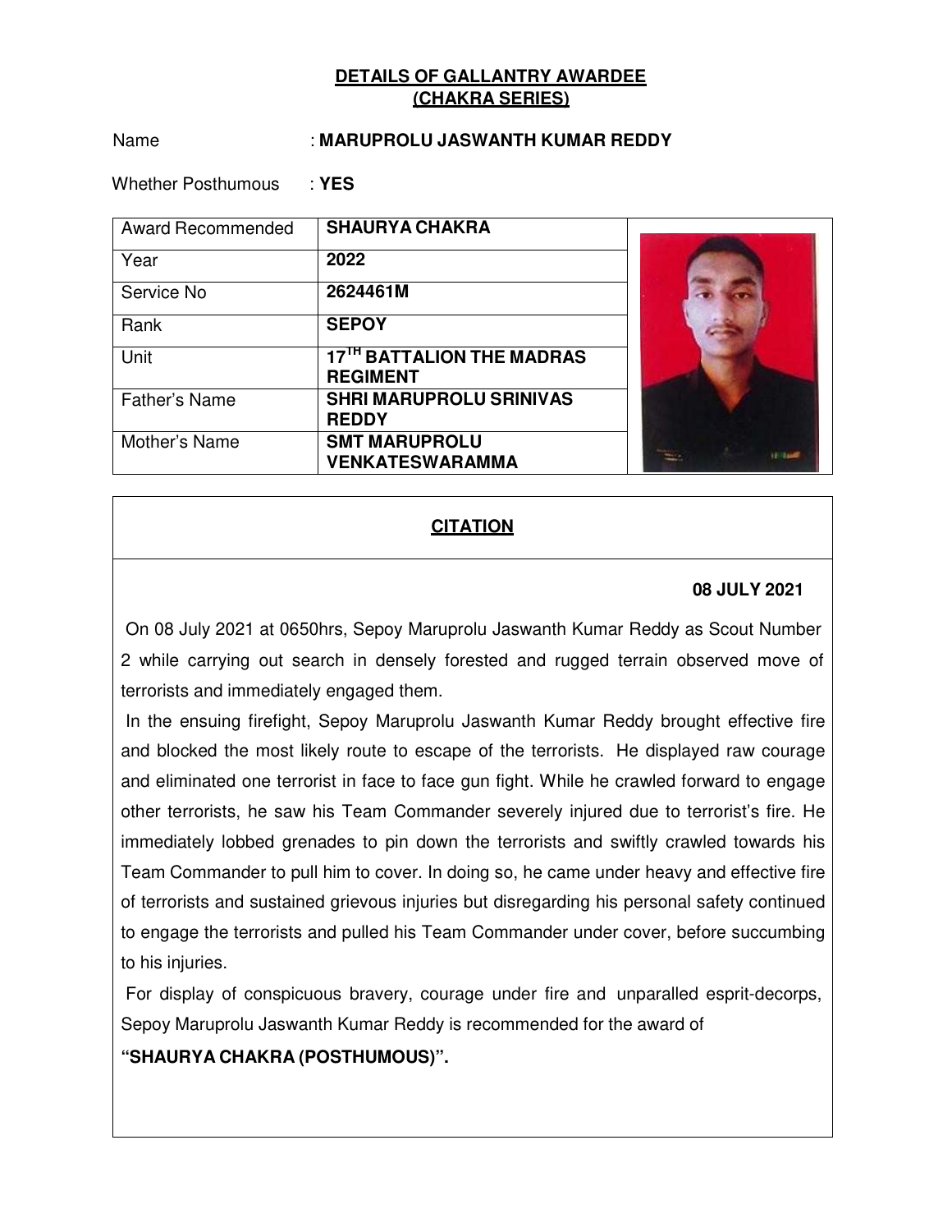**DETAILS OF GALLANTRY AWARDEE**
**(CHAKRA SERIES)**

Name : **MARUPROLU JASWANTH KUMAR REDDY**

Whether Posthumous : **YES**

| | |
|---|---|
| Award Recommended | **SHAURYA CHAKRA** |
| Year | **2022** |
| Service No | **2624461M** |
| Rank | **SEPOY** |
| Unit | **17TH BATTALION THE MADRAS REGIMENT** |
| Father's Name | **SHRI MARUPROLU SRINIVAS REDDY** |
| Mother's Name | **SMT MARUPROLU VENKATESWARAMMA** |

**CITATION**

**08 JULY 2021**

On 08 July 2021 at 0650hrs, Sepoy Maruprolu Jaswanth Kumar Reddy as Scout Number 2 while carrying out search in densely forested and rugged terrain observed move of terrorists and immediately engaged them.

In the ensuing firefight, Sepoy Maruprolu Jaswanth Kumar Reddy brought effective fire and blocked the most likely route to escape of the terrorists. He displayed raw courage and eliminated one terrorist in face to face gun fight. While he crawled forward to engage other terrorists, he saw his Team Commander severely injured due to terrorist's fire. He immediately lobbed grenades to pin down the terrorists and swiftly crawled towards his Team Commander to pull him to cover. In doing so, he came under heavy and effective fire of terrorists and sustained grievous injuries but disregarding his personal safety continued to engage the terrorists and pulled his Team Commander under cover, before succumbing to his injuries.

For display of conspicuous bravery, courage under fire and unparalled esprit-decorps, Sepoy Maruprolu Jaswanth Kumar Reddy is recommended for the award of

**"SHAURYA CHAKRA (POSTHUMOUS)".**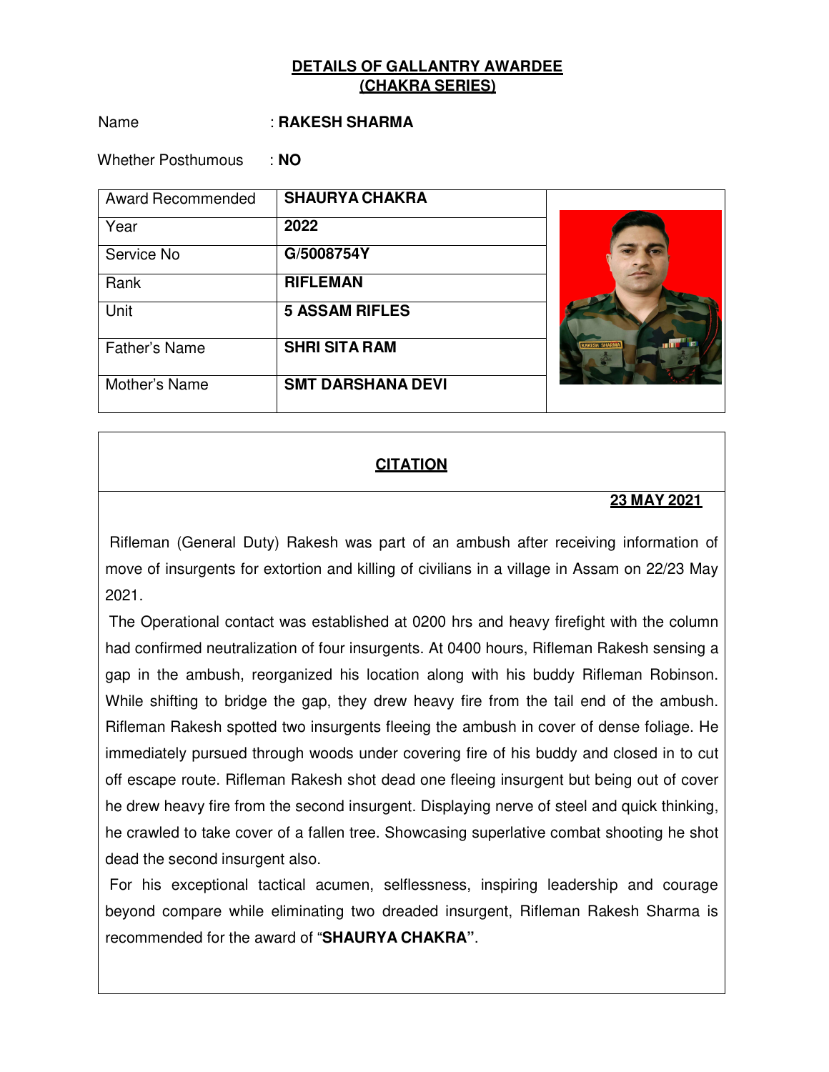**DETAILS OF GALLANTRY AWARDEE**
**(CHAKRA SERIES)**

Name : **RAKESH SHARMA**

Whether Posthumous : **NO**

| | |
|---|---|
| Award Recommended | **SHAURYA CHAKRA** |
| Year | **2022** |
| Service No | **G/5008754Y** |
| Rank | **RIFLEMAN** |
| Unit | **5 ASSAM RIFLES** |
| Father's Name | **SHRI SITA RAM** |
| Mother's Name | **SMT DARSHANA DEVI** |

**CITATION**

**23 MAY 2021**

Rifleman (General Duty) Rakesh was part of an ambush after receiving information of move of insurgents for extortion and killing of civilians in a village in Assam on 22/23 May 2021.

The Operational contact was established at 0200 hrs and heavy firefight with the column had confirmed neutralization of four insurgents. At 0400 hours, Rifleman Rakesh sensing a gap in the ambush, reorganized his location along with his buddy Rifleman Robinson. While shifting to bridge the gap, they drew heavy fire from the tail end of the ambush. Rifleman Rakesh spotted two insurgents fleeing the ambush in cover of dense foliage. He immediately pursued through woods under covering fire of his buddy and closed in to cut off escape route. Rifleman Rakesh shot dead one fleeing insurgent but being out of cover he drew heavy fire from the second insurgent. Displaying nerve of steel and quick thinking, he crawled to take cover of a fallen tree. Showcasing superlative combat shooting he shot dead the second insurgent also.

For his exceptional tactical acumen, selflessness, inspiring leadership and courage beyond compare while eliminating two dreaded insurgent, Rifleman Rakesh Sharma is recommended for the award of "**SHAURYA CHAKRA"**.